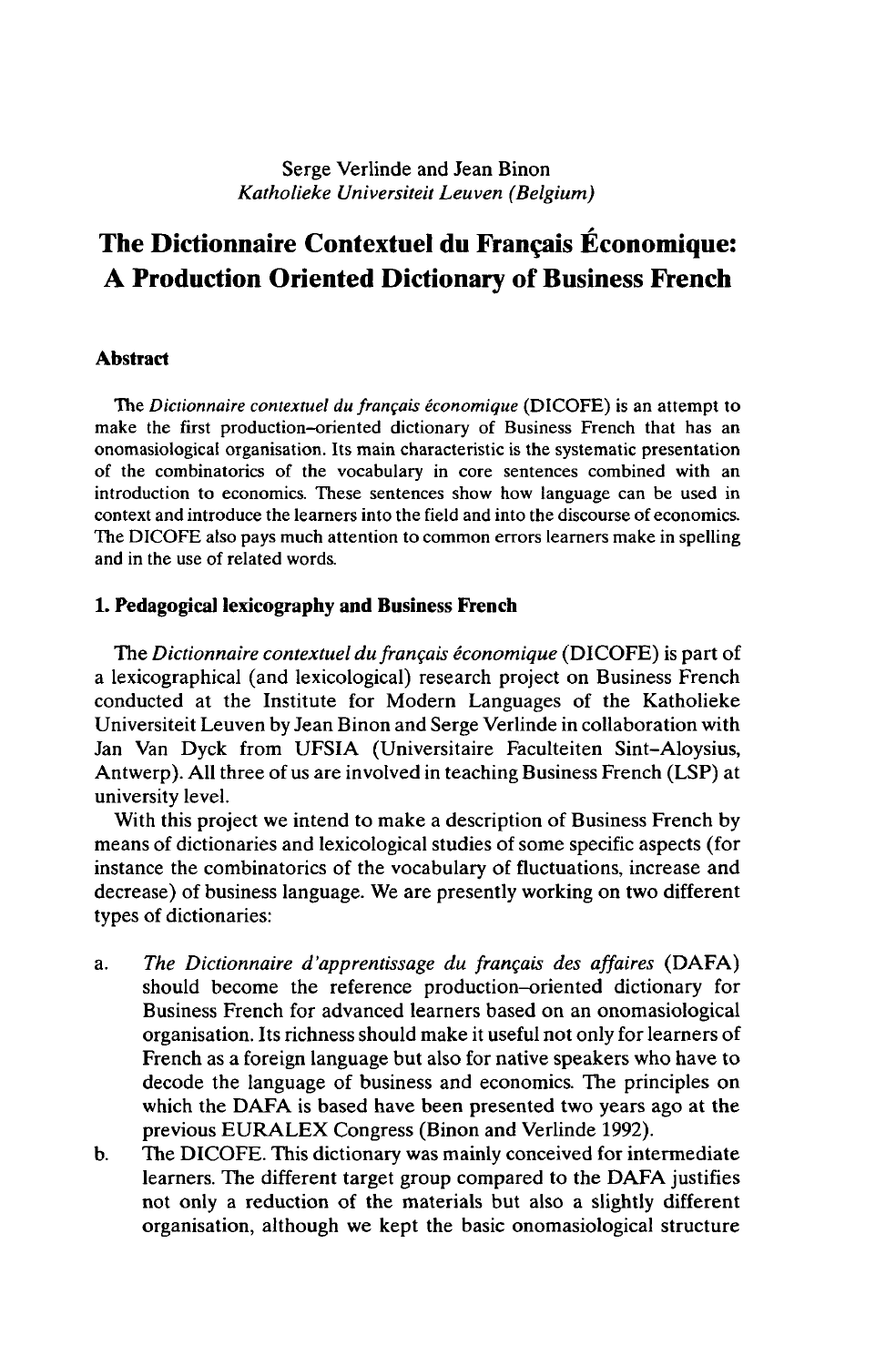Serge Verlinde and Jean Binon
*Katholieke Universiteit Leuven (Belgium)*

# The Dictionnaire Contextuel du Français Économique: A Production Oriented Dictionary of Business French

## Abstract

The *Dictionnaire contextuel du français économique* (DICOFE) is an attempt to make the first production-oriented dictionary of Business French that has an onomasiological organisation. Its main characteristic is the systematic presentation of the combinatorics of the vocabulary in core sentences combined with an introduction to economics. These sentences show how language can be used in context and introduce the learners into the field and into the discourse of economics. The DICOFE also pays much attention to common errors learners make in spelling and in the use of related words.

## 1. Pedagogical lexicography and Business French

The *Dictionnaire contextuel du français économique* (DICOFE) is part of a lexicographical (and lexicological) research project on Business French conducted at the Institute for Modern Languages of the Katholieke Universiteit Leuven by Jean Binon and Serge Verlinde in collaboration with Jan Van Dyck from UFSIA (Universitaire Faculteiten Sint-Aloysius, Antwerp). All three of us are involved in teaching Business French (LSP) at university level.

With this project we intend to make a description of Business French by means of dictionaries and lexicological studies of some specific aspects (for instance the combinatorics of the vocabulary of fluctuations, increase and decrease) of business language. We are presently working on two different types of dictionaries:

a. *The Dictionnaire d'apprentissage du français des affaires* (DAFA) should become the reference production-oriented dictionary for Business French for advanced learners based on an onomasiological organisation. Its richness should make it useful not only for learners of French as a foreign language but also for native speakers who have to decode the language of business and economics. The principles on which the DAFA is based have been presented two years ago at the previous EURALEX Congress (Binon and Verlinde 1992).
b. The DICOFE. This dictionary was mainly conceived for intermediate learners. The different target group compared to the DAFA justifies not only a reduction of the materials but also a slightly different organisation, although we kept the basic onomasiological structure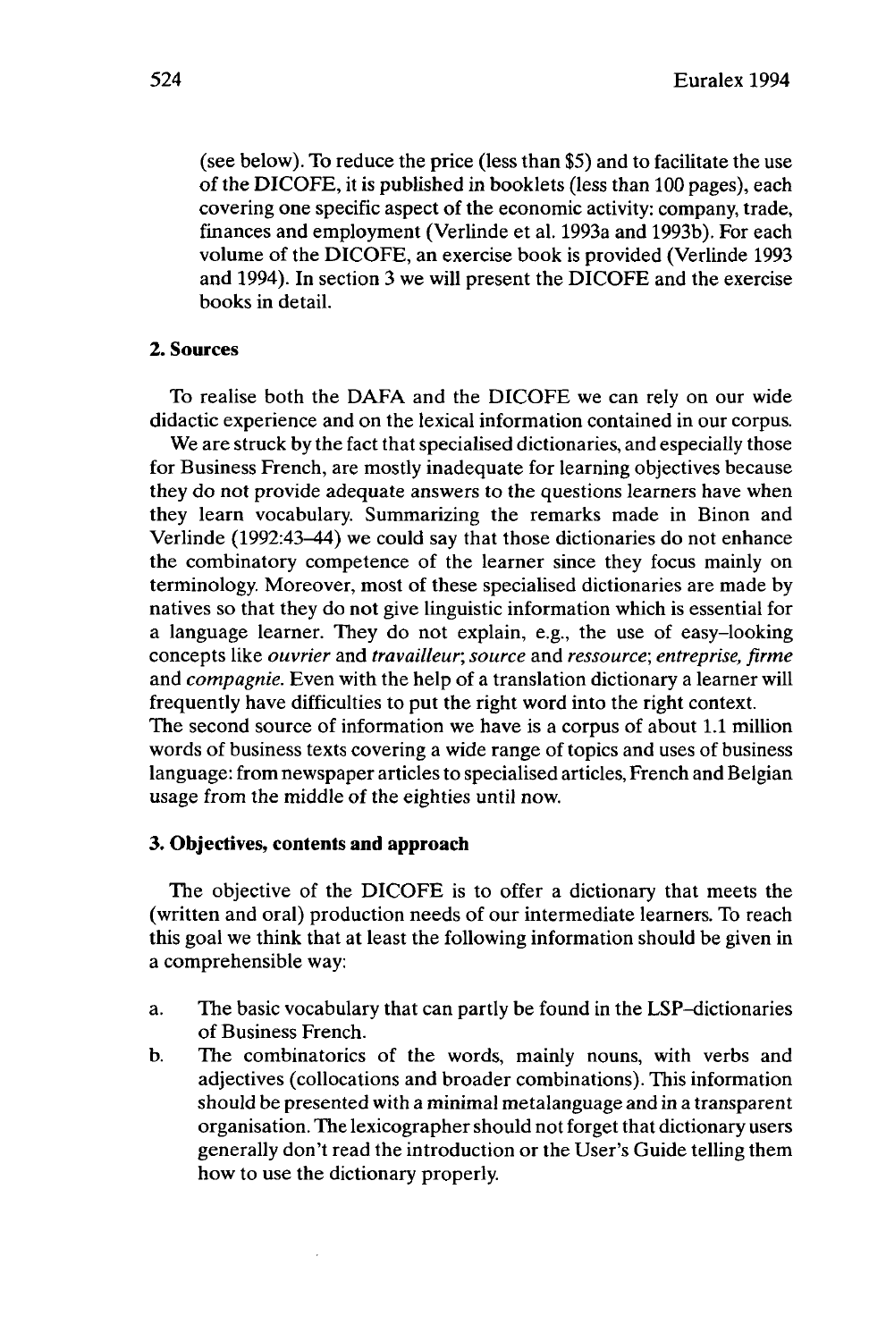(see below). To reduce the price (less than $5) and to facilitate the use of the DICOFE, it is published in booklets (less than 100 pages), each covering one specific aspect of the economic activity: company, trade, finances and employment (Verlinde et al. 1993a and 1993b). For each volume of the DICOFE, an exercise book is provided (Verlinde 1993 and 1994). In section 3 we will present the DICOFE and the exercise books in detail.

## 2. Sources

To realise both the DAFA and the DICOFE we can rely on our wide didactic experience and on the lexical information contained in our corpus.

We are struck by the fact that specialised dictionaries, and especially those for Business French, are mostly inadequate for learning objectives because they do not provide adequate answers to the questions learners have when they learn vocabulary. Summarizing the remarks made in Binon and Verlinde (1992:43–44) we could say that those dictionaries do not enhance the combinatory competence of the learner since they focus mainly on terminology. Moreover, most of these specialised dictionaries are made by natives so that they do not give linguistic information which is essential for a language learner. They do not explain, e.g., the use of easy-looking concepts like *ouvrier* and *travailleur*; *source* and *ressource*; *entreprise, firme* and *compagnie*. Even with the help of a translation dictionary a learner will frequently have difficulties to put the right word into the right context.

The second source of information we have is a corpus of about 1.1 million words of business texts covering a wide range of topics and uses of business language: from newspaper articles to specialised articles, French and Belgian usage from the middle of the eighties until now.

## 3. Objectives, contents and approach

The objective of the DICOFE is to offer a dictionary that meets the (written and oral) production needs of our intermediate learners. To reach this goal we think that at least the following information should be given in a comprehensible way:

a. The basic vocabulary that can partly be found in the LSP–dictionaries of Business French.
b. The combinatorics of the words, mainly nouns, with verbs and adjectives (collocations and broader combinations). This information should be presented with a minimal metalanguage and in a transparent organisation. The lexicographer should not forget that dictionary users generally don't read the introduction or the User's Guide telling them how to use the dictionary properly.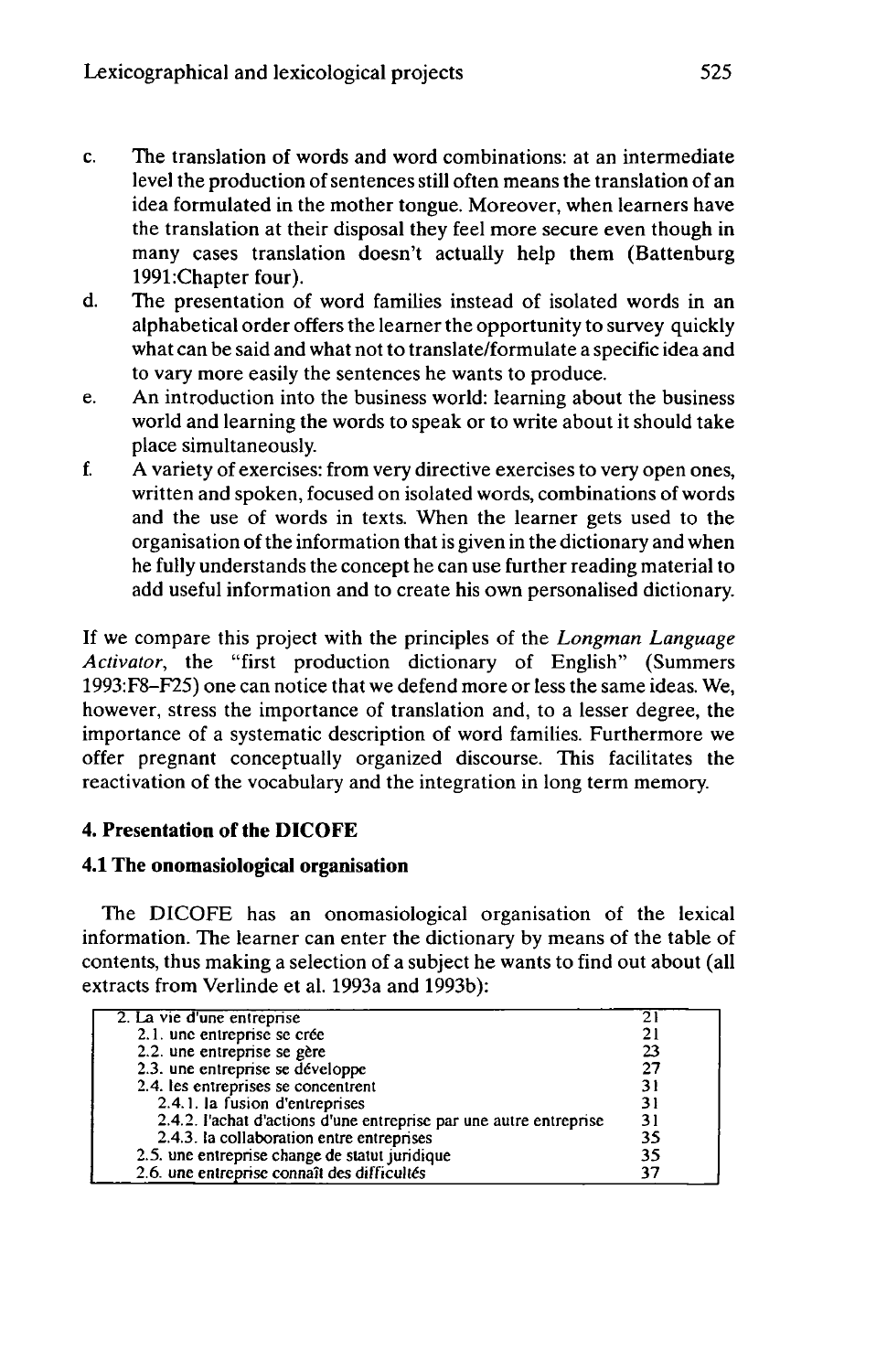c. The translation of words and word combinations: at an intermediate level the production of sentences still often means the translation of an idea formulated in the mother tongue. Moreover, when learners have the translation at their disposal they feel more secure even though in many cases translation doesn't actually help them (Battenburg 1991:Chapter four).

d. The presentation of word families instead of isolated words in an alphabetical order offers the learner the opportunity to survey quickly what can be said and what not to translate/formulate a specific idea and to vary more easily the sentences he wants to produce.

e. An introduction into the business world: learning about the business world and learning the words to speak or to write about it should take place simultaneously.

f. A variety of exercises: from very directive exercises to very open ones, written and spoken, focused on isolated words, combinations of words and the use of words in texts. When the learner gets used to the organisation of the information that is given in the dictionary and when he fully understands the concept he can use further reading material to add useful information and to create his own personalised dictionary.

If we compare this project with the principles of the *Longman Language Activator*, the "first production dictionary of English" (Summers 1993:F8–F25) one can notice that we defend more or less the same ideas. We, however, stress the importance of translation and, to a lesser degree, the importance of a systematic description of word families. Furthermore we offer pregnant conceptually organized discourse. This facilitates the reactivation of the vocabulary and the integration in long term memory.

### 4. Presentation of the DICOFE

#### 4.1 The onomasiological organisation

The DICOFE has an onomasiological organisation of the lexical information. The learner can enter the dictionary by means of the table of contents, thus making a selection of a subject he wants to find out about (all extracts from Verlinde et al. 1993a and 1993b):

| | |
|---|---|
| 2. La vie d'une entreprise | 21 |
| 2.1. une entreprise se crée | 21 |
| 2.2. une entreprise se gère | 23 |
| 2.3. une entreprise se développe | 27 |
| 2.4. les entreprises se concentrent | 31 |
| 2.4.1. la fusion d'entreprises | 31 |
| 2.4.2. l'achat d'actions d'une entreprise par une autre entreprise | 31 |
| 2.4.3. la collaboration entre entreprises | 35 |
| 2.5. une entreprise change de statut juridique | 35 |
| 2.6. une entreprise connaît des difficultés | 37 |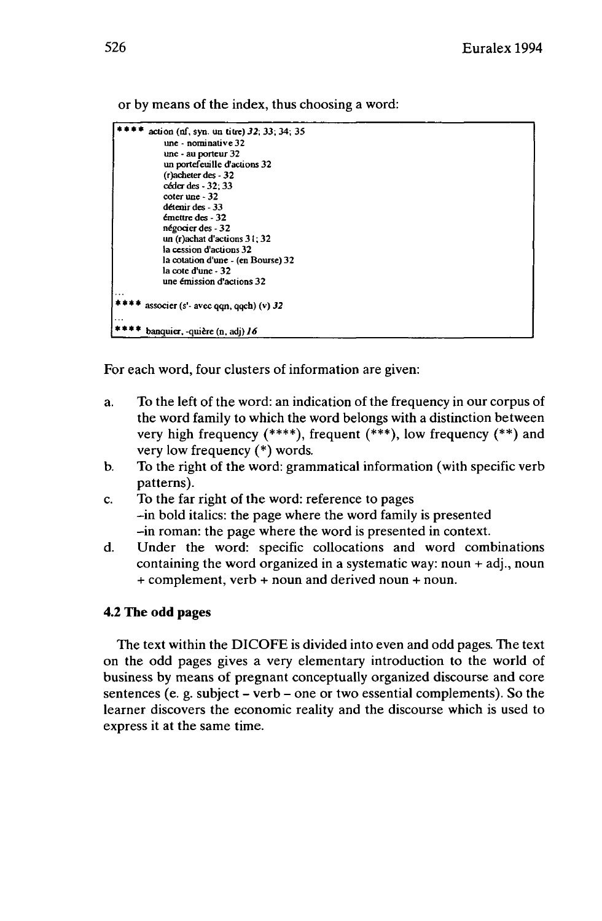or by means of the index, thus choosing a word:

```
**** action (nf, syn. un titre) 32; 33; 34; 35
        une - nominative 32
        une - au porteur 32
        un portefeuille d'actions 32
        (r)acheter des - 32
        céder des - 32; 33
        coter une - 32
        détenir des - 33
        émettre des - 32
        négocier des - 32
        un (r)achat d'actions 31; 32
        la cession d'actions 32
        la cotation d'une - (en Bourse) 32
        la cote d'une - 32
        une émission d'actions 32
...
**** associer (s'- avec qqn, qqch) (v) 32
...
**** banquier, -quière (n, adj) 16
```

For each word, four clusters of information are given:

a. To the left of the word: an indication of the frequency in our corpus of the word family to which the word belongs with a distinction between very high frequency (****), frequent (***), low frequency (**) and very low frequency (*) words.
b. To the right of the word: grammatical information (with specific verb patterns).
c. To the far right of the word: reference to pages
   –in bold italics: the page where the word family is presented
   –in roman: the page where the word is presented in context.
d. Under the word: specific collocations and word combinations containing the word organized in a systematic way: noun + adj., noun + complement, verb + noun and derived noun + noun.

### 4.2 The odd pages

The text within the DICOFE is divided into even and odd pages. The text on the odd pages gives a very elementary introduction to the world of business by means of pregnant conceptually organized discourse and core sentences (e. g. subject – verb – one or two essential complements). So the learner discovers the economic reality and the discourse which is used to express it at the same time.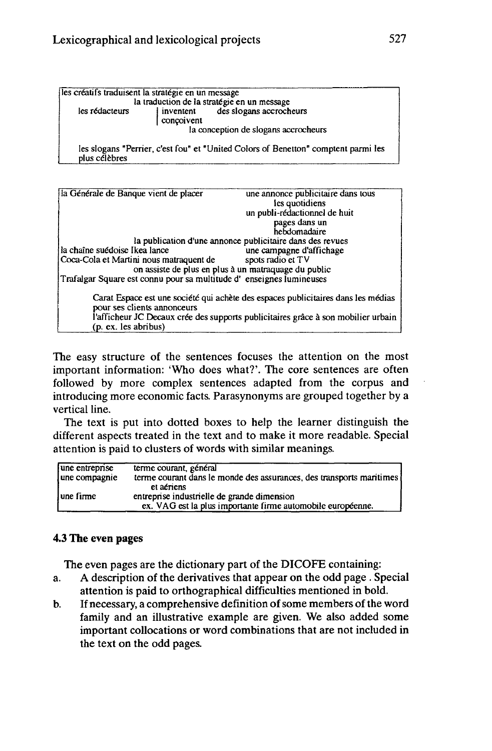| les créatifs traduisent la stratégie en un message | | |
|---|---|---|
| | la traduction de la stratégie en un message | |
| les rédacteurs | inventent / conçoivent | des slogans accrocheurs |
| | la conception de slogans accrocheurs | |
| les slogans "Perrier, c'est fou" et "United Colors of Benetton" comptent parmi les plus célèbres | | |

| la Générale de Banque vient de placer | une annonce publicitaire dans tous les quotidiens |
|---|---|
| | un publi-rédactionnel de huit pages dans un hebdomadaire |
| la publication d'une annonce publicitaire dans des revues | |
| la chaîne suédoise Ikea lance | une campagne d'affichage |
| Coca-Cola et Martini nous matraquent de | spots radio et TV |
| on assiste de plus en plus à un matraquage du public | |
| Trafalgar Square est connu pour sa multitude d' | enseignes lumineuses |
| Carat Espace est une société qui achète des espaces publicitaires dans les médias pour ses clients annonceurs | |
| l'afficheur JC Decaux crée des supports publicitaires grâce à son mobilier urbain (p. ex. les abribus) | |

The easy structure of the sentences focuses the attention on the most important information: 'Who does what?'. The core sentences are often followed by more complex sentences adapted from the corpus and introducing more economic facts. Parasynonyms are grouped together by a vertical line.

The text is put into dotted boxes to help the learner distinguish the different aspects treated in the text and to make it more readable. Special attention is paid to clusters of words with similar meanings.

| une entreprise | terme courant, général |
|---|---|
| une compagnie | terme courant dans le monde des assurances, des transports maritimes et aériens |
| une firme | entreprise industrielle de grande dimension<br>ex. VAG est la plus importante firme automobile européenne. |

### 4.3 The even pages

The even pages are the dictionary part of the DICOFE containing:

a. A description of the derivatives that appear on the odd page . Special attention is paid to orthographical difficulties mentioned in bold.

b. If necessary, a comprehensive definition of some members of the word family and an illustrative example are given. We also added some important collocations or word combinations that are not included in the text on the odd pages.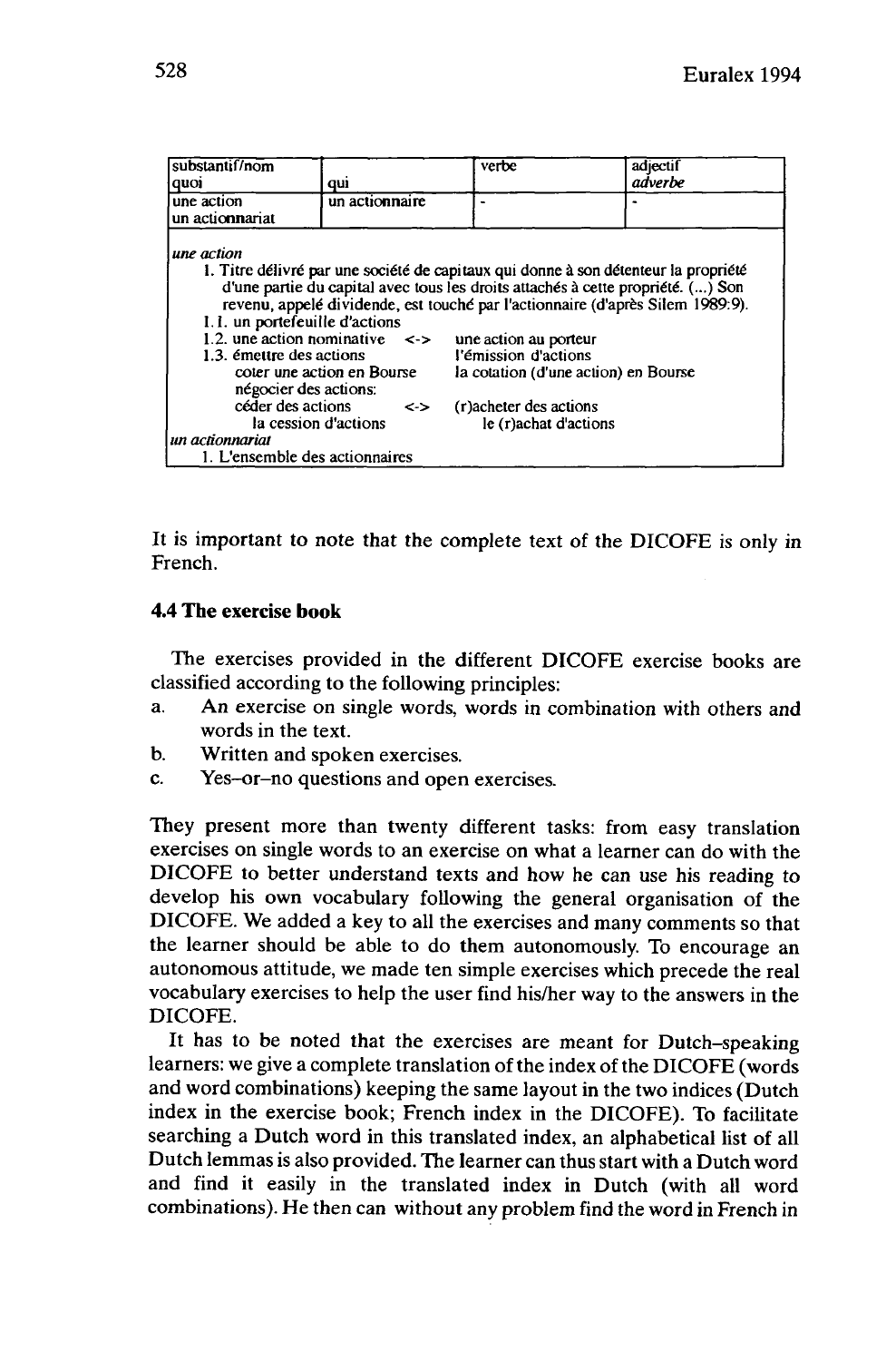| substantif/nom<br>quoi | qui | verbe | adjectif<br>*adverbe* |
|---|---|---|---|
| une action<br>un actionnariat | un actionnaire | - | - |

*une action*
1. Titre délivré par une société de capitaux qui donne à son détenteur la propriété d'une partie du capital avec tous les droits attachés à cette propriété. (...) Son revenu, appelé dividende, est touché par l'actionnaire (d'après Silem 1989:9).

1.1. un portefeuille d'actions
1.2. une action nominative <-> une action au porteur
1.3. émettre des actions — l'émission d'actions
coter une action en Bourse — la cotation (d'une action) en Bourse
négocier des actions:
céder des actions <-> (r)acheter des actions
la cession d'actions — le (r)achat d'actions

*un actionnariat*
1. L'ensemble des actionnaires

It is important to note that the complete text of the DICOFE is only in French.

### 4.4 The exercise book

The exercises provided in the different DICOFE exercise books are classified according to the following principles:

a. An exercise on single words, words in combination with others and words in the text.
b. Written and spoken exercises.
c. Yes–or–no questions and open exercises.

They present more than twenty different tasks: from easy translation exercises on single words to an exercise on what a learner can do with the DICOFE to better understand texts and how he can use his reading to develop his own vocabulary following the general organisation of the DICOFE. We added a key to all the exercises and many comments so that the learner should be able to do them autonomously. To encourage an autonomous attitude, we made ten simple exercises which precede the real vocabulary exercises to help the user find his/her way to the answers in the DICOFE.

It has to be noted that the exercises are meant for Dutch–speaking learners: we give a complete translation of the index of the DICOFE (words and word combinations) keeping the same layout in the two indices (Dutch index in the exercise book; French index in the DICOFE). To facilitate searching a Dutch word in this translated index, an alphabetical list of all Dutch lemmas is also provided. The learner can thus start with a Dutch word and find it easily in the translated index in Dutch (with all word combinations). He then can without any problem find the word in French in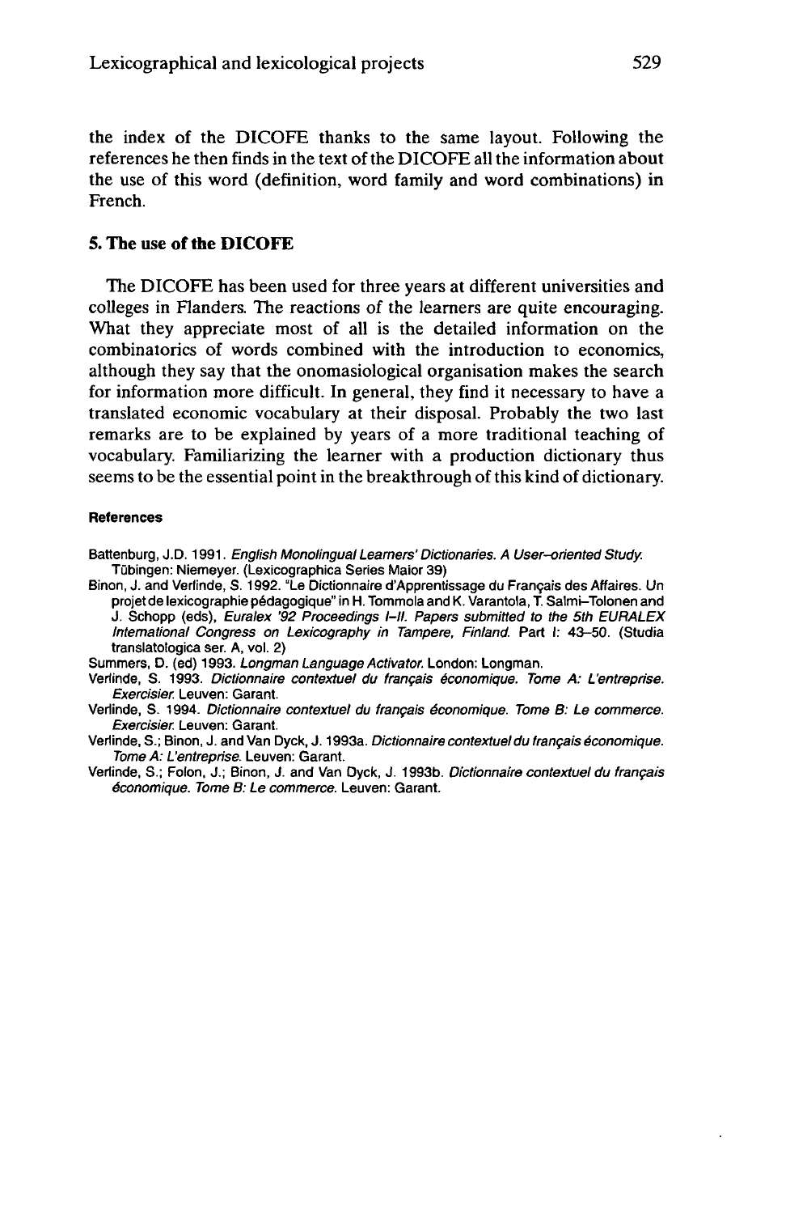the index of the DICOFE thanks to the same layout. Following the references he then finds in the text of the DICOFE all the information about the use of this word (definition, word family and word combinations) in French.

## 5. The use of the DICOFE

The DICOFE has been used for three years at different universities and colleges in Flanders. The reactions of the learners are quite encouraging. What they appreciate most of all is the detailed information on the combinatorics of words combined with the introduction to economics, although they say that the onomasiological organisation makes the search for information more difficult. In general, they find it necessary to have a translated economic vocabulary at their disposal. Probably the two last remarks are to be explained by years of a more traditional teaching of vocabulary. Familiarizing the learner with a production dictionary thus seems to be the essential point in the breakthrough of this kind of dictionary.

### References

Battenburg, J.D. 1991. *English Monolingual Learners' Dictionaries. A User-oriented Study.* Tübingen: Niemeyer. (Lexicographica Series Maior 39)

Binon, J. and Verlinde, S. 1992. "Le Dictionnaire d'Apprentissage du Français des Affaires. Un projet de lexicographie pédagogique" in H. Tommola and K. Varantola, T. Salmi–Tolonen and J. Schopp (eds), *Euralex '92 Proceedings I–II. Papers submitted to the 5th EURALEX International Congress on Lexicography in Tampere, Finland.* Part I: 43–50. (Studia translatologica ser. A, vol. 2)

Summers, D. (ed) 1993. *Longman Language Activator.* London: Longman.

Verlinde, S. 1993. *Dictionnaire contextuel du français économique. Tome A: L'entreprise. Exercisier.* Leuven: Garant.

Verlinde, S. 1994. *Dictionnaire contextuel du français économique. Tome B: Le commerce. Exercisier.* Leuven: Garant.

Verlinde, S.; Binon, J. and Van Dyck, J. 1993a. *Dictionnaire contextuel du français économique. Tome A: L'entreprise.* Leuven: Garant.

Verlinde, S.; Folon, J.; Binon, J. and Van Dyck, J. 1993b. *Dictionnaire contextuel du français économique. Tome B: Le commerce.* Leuven: Garant.